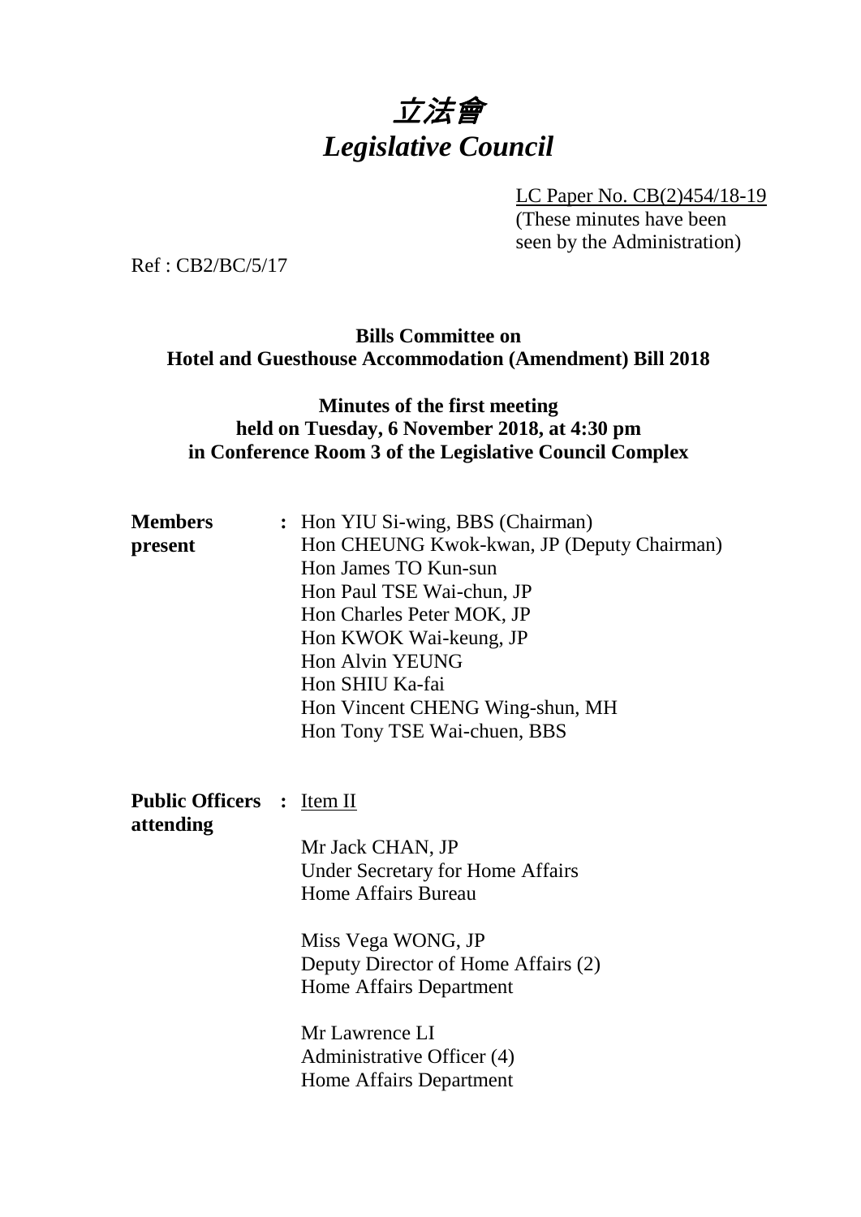# 立法會
# *Legislative Council*

LC Paper No. CB(2)454/18-19
(These minutes have been seen by the Administration)

Ref : CB2/BC/5/17

**Bills Committee on**
**Hotel and Guesthouse Accommodation (Amendment) Bill 2018**

**Minutes of the first meeting**
**held on Tuesday, 6 November 2018, at 4:30 pm**
**in Conference Room 3 of the Legislative Council Complex**

**Members present** : Hon YIU Si-wing, BBS (Chairman)
Hon CHEUNG Kwok-kwan, JP (Deputy Chairman)
Hon James TO Kun-sun
Hon Paul TSE Wai-chun, JP
Hon Charles Peter MOK, JP
Hon KWOK Wai-keung, JP
Hon Alvin YEUNG
Hon SHIU Ka-fai
Hon Vincent CHENG Wing-shun, MH
Hon Tony TSE Wai-chuen, BBS

**Public Officers attending** : Item II

Mr Jack CHAN, JP
Under Secretary for Home Affairs
Home Affairs Bureau

Miss Vega WONG, JP
Deputy Director of Home Affairs (2)
Home Affairs Department

Mr Lawrence LI
Administrative Officer (4)
Home Affairs Department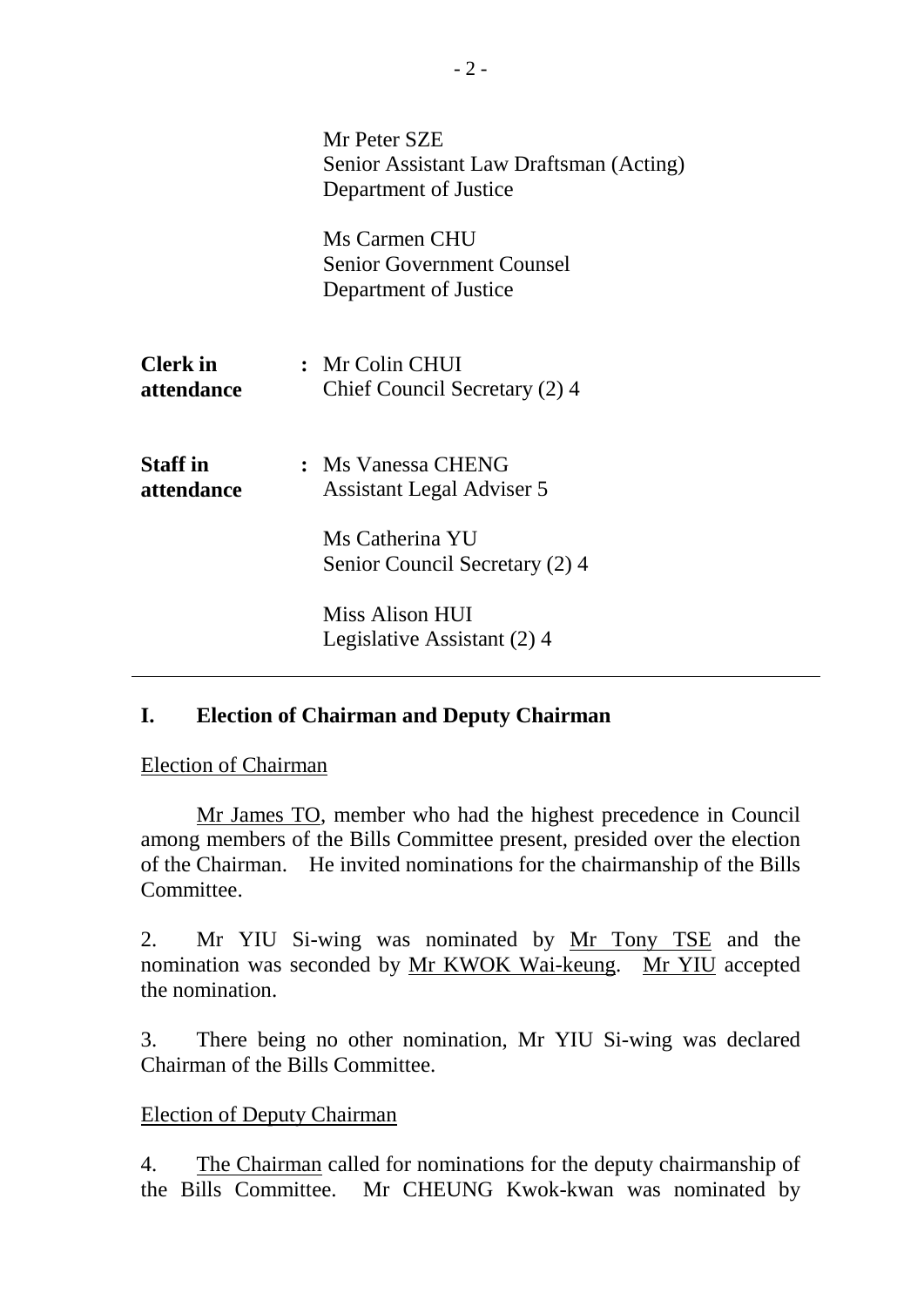| | | |
|---|---|---|
| | | Mr Peter SZE<br>Senior Assistant Law Draftsman (Acting)<br>Department of Justice |
| | | Ms Carmen CHU<br>Senior Government Counsel<br>Department of Justice |
| **Clerk in attendance** | : | Mr Colin CHUI<br>Chief Council Secretary (2) 4 |
| **Staff in attendance** | : | Ms Vanessa CHENG<br>Assistant Legal Adviser 5 |
| | | Ms Catherina YU<br>Senior Council Secretary (2) 4 |
| | | Miss Alison HUI<br>Legislative Assistant (2) 4 |

---

## I. Election of Chairman and Deputy Chairman

Election of Chairman

Mr James TO, member who had the highest precedence in Council among members of the Bills Committee present, presided over the election of the Chairman. He invited nominations for the chairmanship of the Bills Committee.

2. Mr YIU Si-wing was nominated by Mr Tony TSE and the nomination was seconded by Mr KWOK Wai-keung. Mr YIU accepted the nomination.

3. There being no other nomination, Mr YIU Si-wing was declared Chairman of the Bills Committee.

Election of Deputy Chairman

4. The Chairman called for nominations for the deputy chairmanship of the Bills Committee. Mr CHEUNG Kwok-kwan was nominated by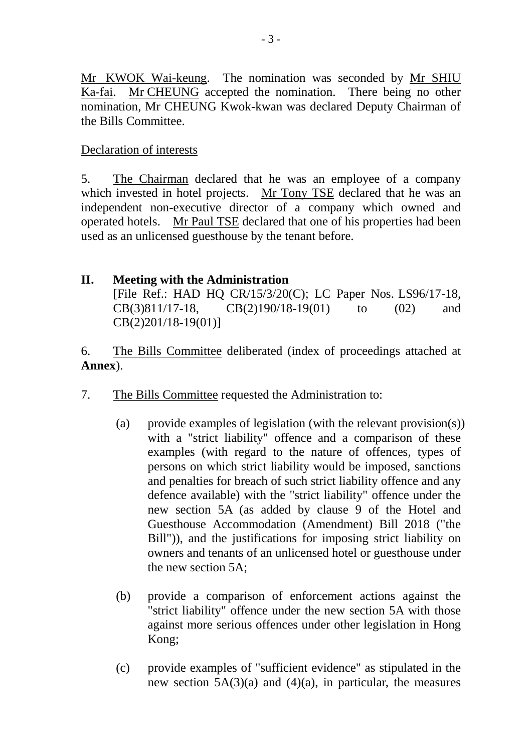Mr KWOK Wai-keung. The nomination was seconded by Mr SHIU Ka-fai. Mr CHEUNG accepted the nomination. There being no other nomination, Mr CHEUNG Kwok-kwan was declared Deputy Chairman of the Bills Committee.

Declaration of interests

5. The Chairman declared that he was an employee of a company which invested in hotel projects. Mr Tony TSE declared that he was an independent non-executive director of a company which owned and operated hotels. Mr Paul TSE declared that one of his properties had been used as an unlicensed guesthouse by the tenant before.

## II. Meeting with the Administration

[File Ref.: HAD HQ CR/15/3/20(C); LC Paper Nos. LS96/17-18, CB(3)811/17-18, CB(2)190/18-19(01) to (02) and CB(2)201/18-19(01)]

6. The Bills Committee deliberated (index of proceedings attached at **Annex**).

7. The Bills Committee requested the Administration to:

(a) provide examples of legislation (with the relevant provision(s)) with a "strict liability" offence and a comparison of these examples (with regard to the nature of offences, types of persons on which strict liability would be imposed, sanctions and penalties for breach of such strict liability offence and any defence available) with the "strict liability" offence under the new section 5A (as added by clause 9 of the Hotel and Guesthouse Accommodation (Amendment) Bill 2018 ("the Bill")), and the justifications for imposing strict liability on owners and tenants of an unlicensed hotel or guesthouse under the new section 5A;

(b) provide a comparison of enforcement actions against the "strict liability" offence under the new section 5A with those against more serious offences under other legislation in Hong Kong;

(c) provide examples of "sufficient evidence" as stipulated in the new section 5A(3)(a) and (4)(a), in particular, the measures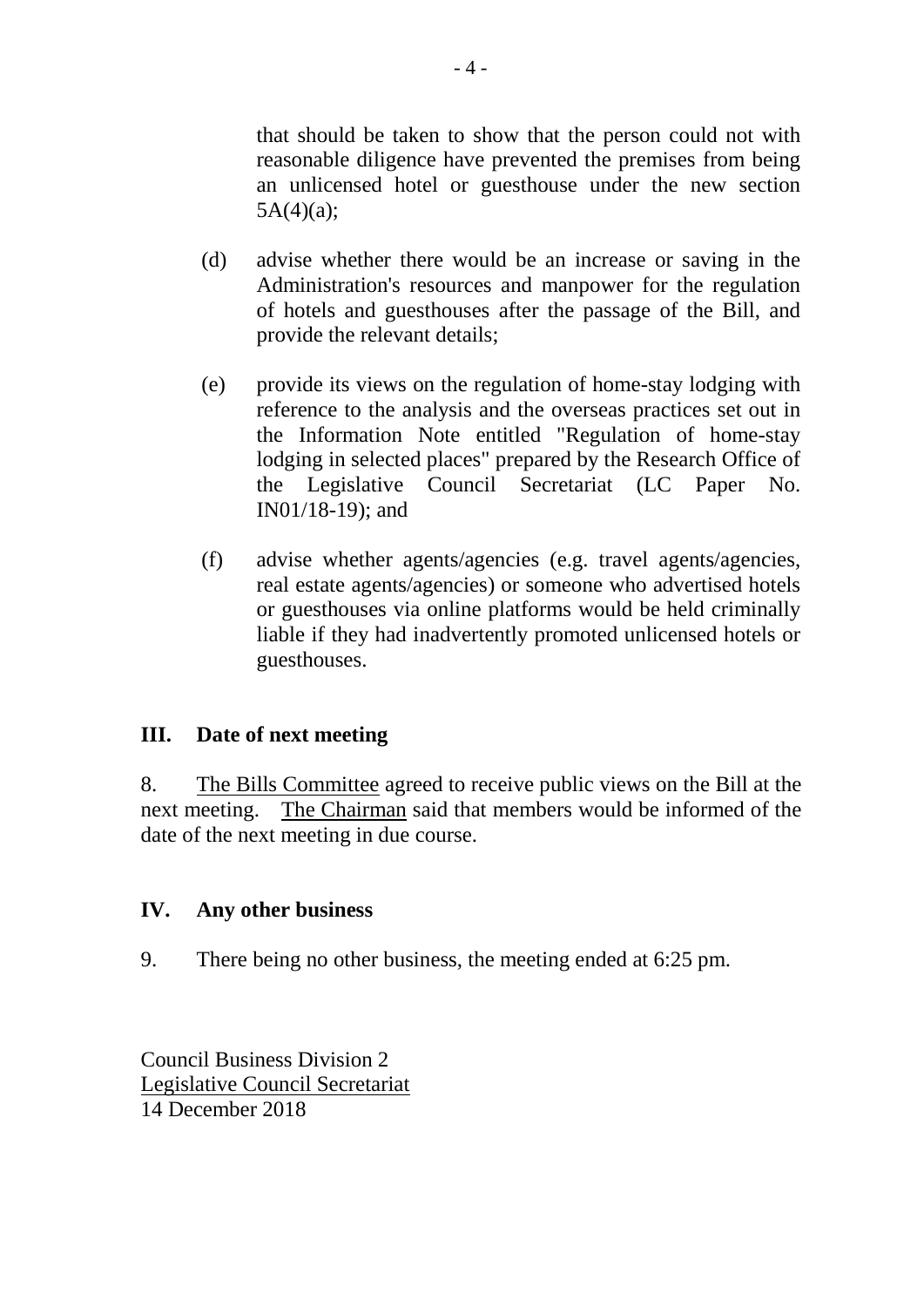that should be taken to show that the person could not with reasonable diligence have prevented the premises from being an unlicensed hotel or guesthouse under the new section 5A(4)(a);

(d) advise whether there would be an increase or saving in the Administration's resources and manpower for the regulation of hotels and guesthouses after the passage of the Bill, and provide the relevant details;

(e) provide its views on the regulation of home-stay lodging with reference to the analysis and the overseas practices set out in the Information Note entitled "Regulation of home-stay lodging in selected places" prepared by the Research Office of the Legislative Council Secretariat (LC Paper No. IN01/18-19); and

(f) advise whether agents/agencies (e.g. travel agents/agencies, real estate agents/agencies) or someone who advertised hotels or guesthouses via online platforms would be held criminally liable if they had inadvertently promoted unlicensed hotels or guesthouses.

## III. Date of next meeting

8. The Bills Committee agreed to receive public views on the Bill at the next meeting. The Chairman said that members would be informed of the date of the next meeting in due course.

## IV. Any other business

9. There being no other business, the meeting ended at 6:25 pm.

Council Business Division 2
Legislative Council Secretariat
14 December 2018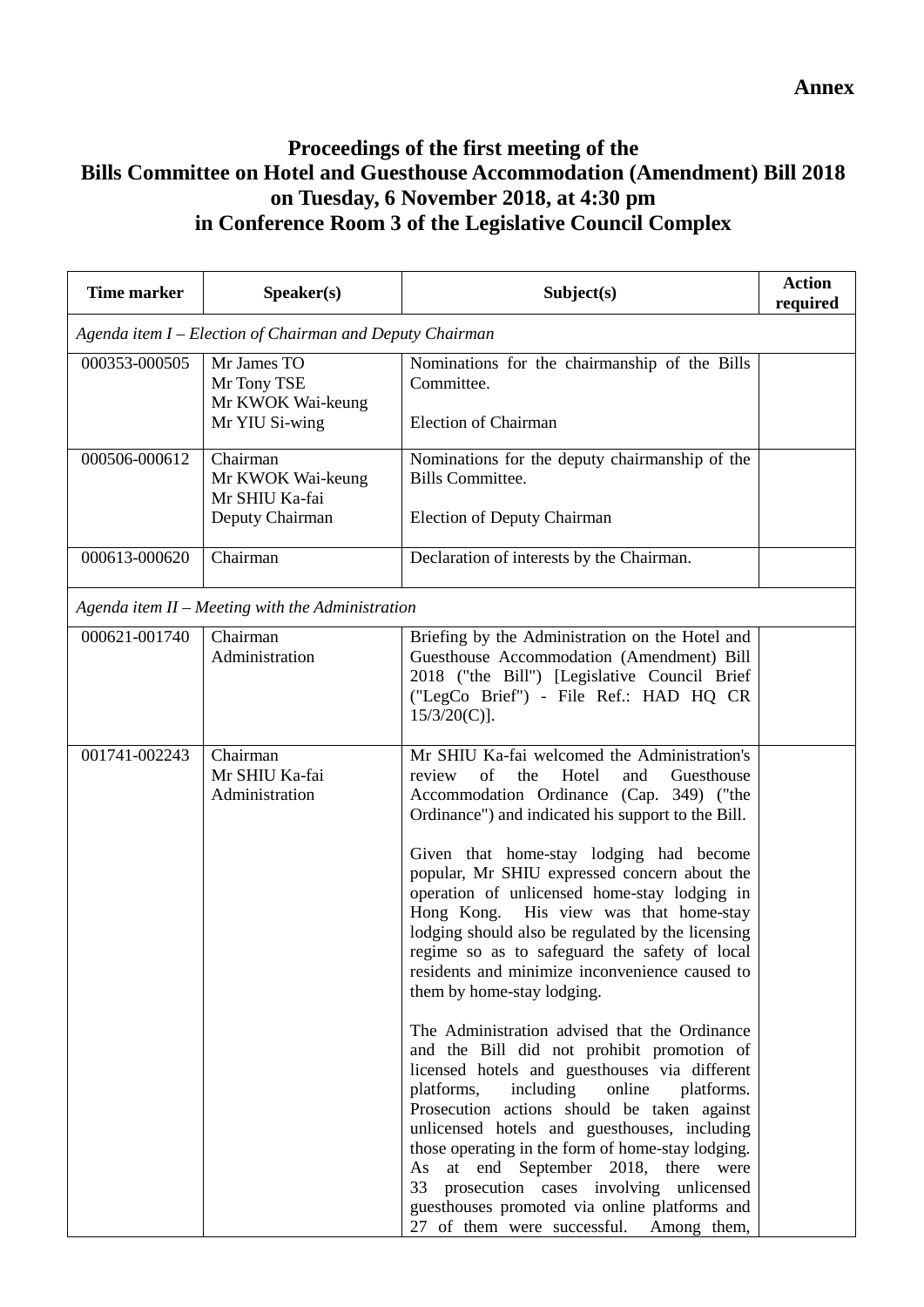**Annex**

# Proceedings of the first meeting of the Bills Committee on Hotel and Guesthouse Accommodation (Amendment) Bill 2018 on Tuesday, 6 November 2018, at 4:30 pm in Conference Room 3 of the Legislative Council Complex

| Time marker | Speaker(s) | Subject(s) | Action required |
|---|---|---|---|
| *Agenda item I – Election of Chairman and Deputy Chairman* | | | |
| 000353-000505 | Mr James TO<br>Mr Tony TSE<br>Mr KWOK Wai-keung<br>Mr YIU Si-wing | Nominations for the chairmanship of the Bills Committee.<br><br>Election of Chairman | |
| 000506-000612 | Chairman<br>Mr KWOK Wai-keung<br>Mr SHIU Ka-fai<br>Deputy Chairman | Nominations for the deputy chairmanship of the Bills Committee.<br><br>Election of Deputy Chairman | |
| 000613-000620 | Chairman | Declaration of interests by the Chairman. | |
| *Agenda item II – Meeting with the Administration* | | | |
| 000621-001740 | Chairman<br>Administration | Briefing by the Administration on the Hotel and Guesthouse Accommodation (Amendment) Bill 2018 ("the Bill") [Legislative Council Brief ("LegCo Brief") - File Ref.: HAD HQ CR 15/3/20(C)]. | |
| 001741-002243 | Chairman<br>Mr SHIU Ka-fai<br>Administration | Mr SHIU Ka-fai welcomed the Administration's review of the Hotel and Guesthouse Accommodation Ordinance (Cap. 349) ("the Ordinance") and indicated his support to the Bill.<br><br>Given that home-stay lodging had become popular, Mr SHIU expressed concern about the operation of unlicensed home-stay lodging in Hong Kong. His view was that home-stay lodging should also be regulated by the licensing regime so as to safeguard the safety of local residents and minimize inconvenience caused to them by home-stay lodging.<br><br>The Administration advised that the Ordinance and the Bill did not prohibit promotion of licensed hotels and guesthouses via different platforms, including online platforms. Prosecution actions should be taken against unlicensed hotels and guesthouses, including those operating in the form of home-stay lodging. As at end September 2018, there were 33 prosecution cases involving unlicensed guesthouses promoted via online platforms and 27 of them were successful. Among them, | |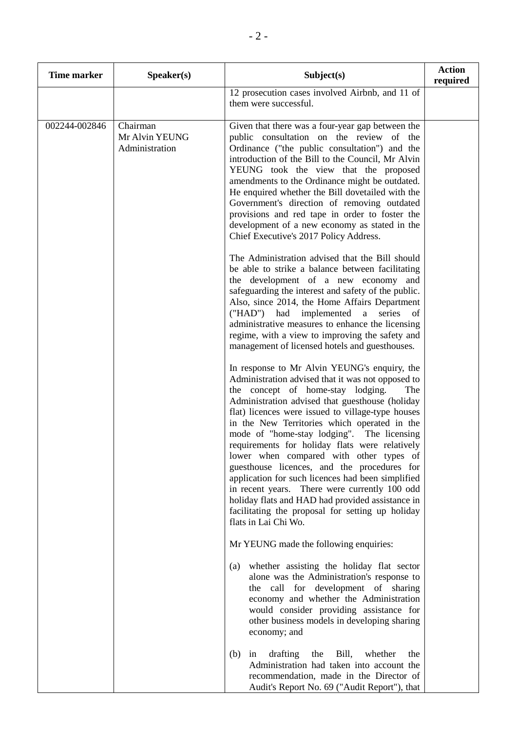| Time marker | Speaker(s) | Subject(s) | Action required |
|---|---|---|---|
| | | 12 prosecution cases involved Airbnb, and 11 of them were successful. | |
| 002244-002846 | Chairman<br>Mr Alvin YEUNG<br>Administration | Given that there was a four-year gap between the public consultation on the review of the Ordinance ("the public consultation") and the introduction of the Bill to the Council, Mr Alvin YEUNG took the view that the proposed amendments to the Ordinance might be outdated. He enquired whether the Bill dovetailed with the Government's direction of removing outdated provisions and red tape in order to foster the development of a new economy as stated in the Chief Executive's 2017 Policy Address.<br><br>The Administration advised that the Bill should be able to strike a balance between facilitating the development of a new economy and safeguarding the interest and safety of the public. Also, since 2014, the Home Affairs Department ("HAD") had implemented a series of administrative measures to enhance the licensing regime, with a view to improving the safety and management of licensed hotels and guesthouses.<br><br>In response to Mr Alvin YEUNG's enquiry, the Administration advised that it was not opposed to the concept of home-stay lodging. The Administration advised that guesthouse (holiday flat) licences were issued to village-type houses in the New Territories which operated in the mode of "home-stay lodging". The licensing requirements for holiday flats were relatively lower when compared with other types of guesthouse licences, and the procedures for application for such licences had been simplified in recent years. There were currently 100 odd holiday flats and HAD had provided assistance in facilitating the proposal for setting up holiday flats in Lai Chi Wo.<br><br>Mr YEUNG made the following enquiries:<br><br>(a) whether assisting the holiday flat sector alone was the Administration's response to the call for development of sharing economy and whether the Administration would consider providing assistance for other business models in developing sharing economy; and<br><br>(b) in drafting the Bill, whether the Administration had taken into account the recommendation, made in the Director of Audit's Report No. 69 ("Audit Report"), that | |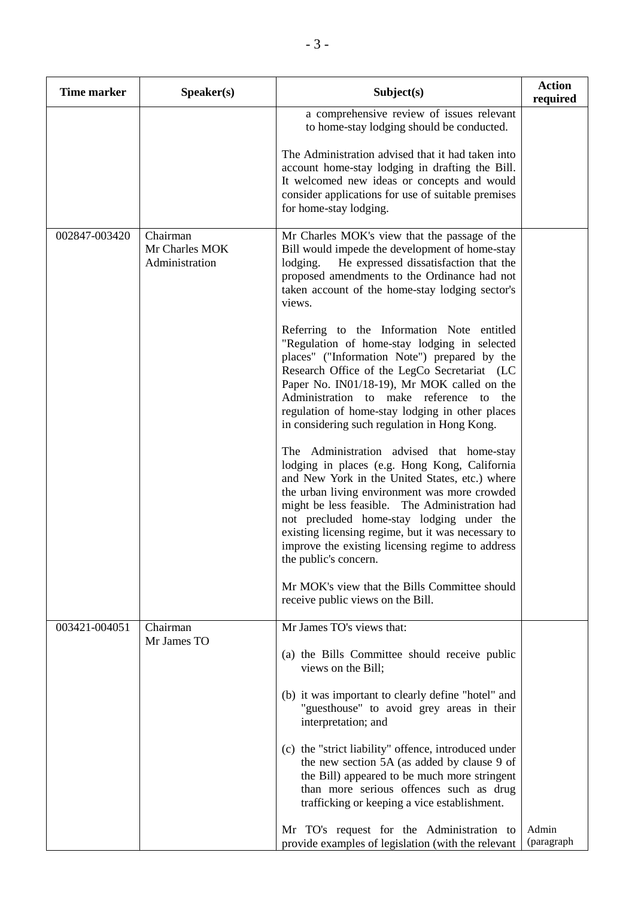| Time marker | Speaker(s) | Subject(s) | Action required |
|---|---|---|---|
| | | a comprehensive review of issues relevant to home-stay lodging should be conducted.<br><br>The Administration advised that it had taken into account home-stay lodging in drafting the Bill. It welcomed new ideas or concepts and would consider applications for use of suitable premises for home-stay lodging. | |
| 002847-003420 | Chairman<br>Mr Charles MOK<br>Administration | Mr Charles MOK's view that the passage of the Bill would impede the development of home-stay lodging. He expressed dissatisfaction that the proposed amendments to the Ordinance had not taken account of the home-stay lodging sector's views.<br><br>Referring to the Information Note entitled "Regulation of home-stay lodging in selected places" ("Information Note") prepared by the Research Office of the LegCo Secretariat (LC Paper No. IN01/18-19), Mr MOK called on the Administration to make reference to the regulation of home-stay lodging in other places in considering such regulation in Hong Kong.<br><br>The Administration advised that home-stay lodging in places (e.g. Hong Kong, California and New York in the United States, etc.) where the urban living environment was more crowded might be less feasible. The Administration had not precluded home-stay lodging under the existing licensing regime, but it was necessary to improve the existing licensing regime to address the public's concern.<br><br>Mr MOK's view that the Bills Committee should receive public views on the Bill. | |
| 003421-004051 | Chairman<br>Mr James TO | Mr James TO's views that:<br><br>(a) the Bills Committee should receive public views on the Bill;<br><br>(b) it was important to clearly define "hotel" and "guesthouse" to avoid grey areas in their interpretation; and<br><br>(c) the "strict liability" offence, introduced under the new section 5A (as added by clause 9 of the Bill) appeared to be much more stringent than more serious offences such as drug trafficking or keeping a vice establishment.<br><br>Mr TO's request for the Administration to provide examples of legislation (with the relevant | Admin (paragraph |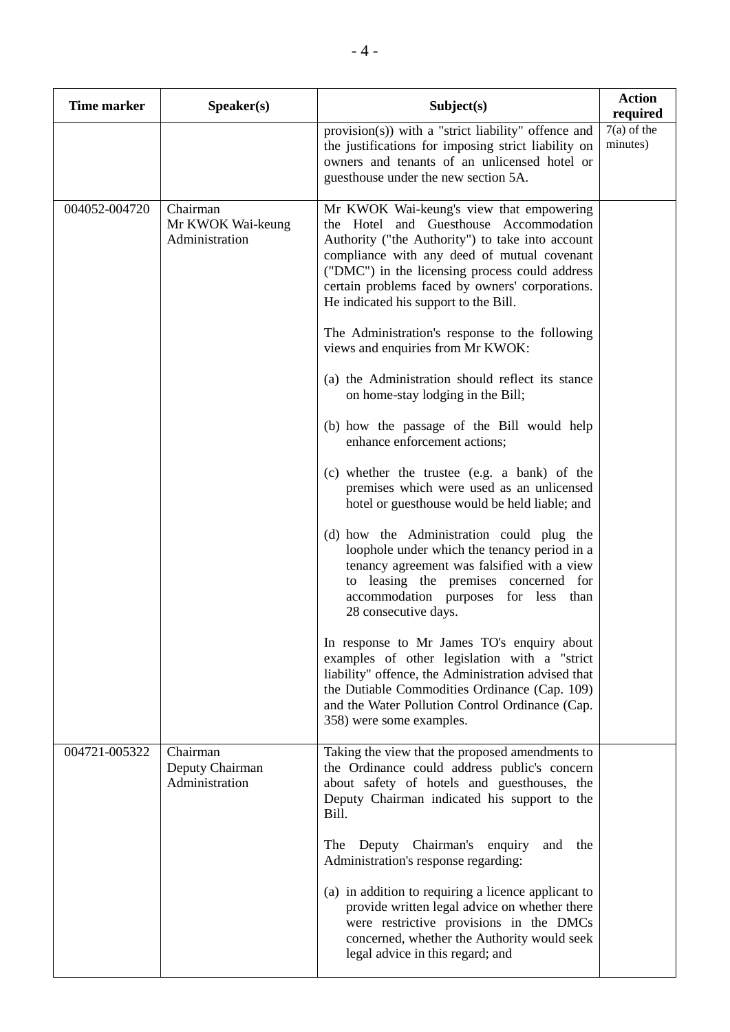| Time marker | Speaker(s) | Subject(s) | Action required |
|---|---|---|---|
| | | provision(s)) with a "strict liability" offence and the justifications for imposing strict liability on owners and tenants of an unlicensed hotel or guesthouse under the new section 5A. | 7(a) of the minutes) |
| 004052-004720 | Chairman<br>Mr KWOK Wai-keung<br>Administration | Mr KWOK Wai-keung's view that empowering the Hotel and Guesthouse Accommodation Authority ("the Authority") to take into account compliance with any deed of mutual covenant ("DMC") in the licensing process could address certain problems faced by owners' corporations. He indicated his support to the Bill.<br><br>The Administration's response to the following views and enquiries from Mr KWOK:<br><br>(a) the Administration should reflect its stance on home-stay lodging in the Bill;<br><br>(b) how the passage of the Bill would help enhance enforcement actions;<br><br>(c) whether the trustee (e.g. a bank) of the premises which were used as an unlicensed hotel or guesthouse would be held liable; and<br><br>(d) how the Administration could plug the loophole under which the tenancy period in a tenancy agreement was falsified with a view to leasing the premises concerned for accommodation purposes for less than 28 consecutive days.<br><br>In response to Mr James TO's enquiry about examples of other legislation with a "strict liability" offence, the Administration advised that the Dutiable Commodities Ordinance (Cap. 109) and the Water Pollution Control Ordinance (Cap. 358) were some examples. | |
| 004721-005322 | Chairman<br>Deputy Chairman<br>Administration | Taking the view that the proposed amendments to the Ordinance could address public's concern about safety of hotels and guesthouses, the Deputy Chairman indicated his support to the Bill.<br><br>The Deputy Chairman's enquiry and the Administration's response regarding:<br><br>(a) in addition to requiring a licence applicant to provide written legal advice on whether there were restrictive provisions in the DMCs concerned, whether the Authority would seek legal advice in this regard; and | |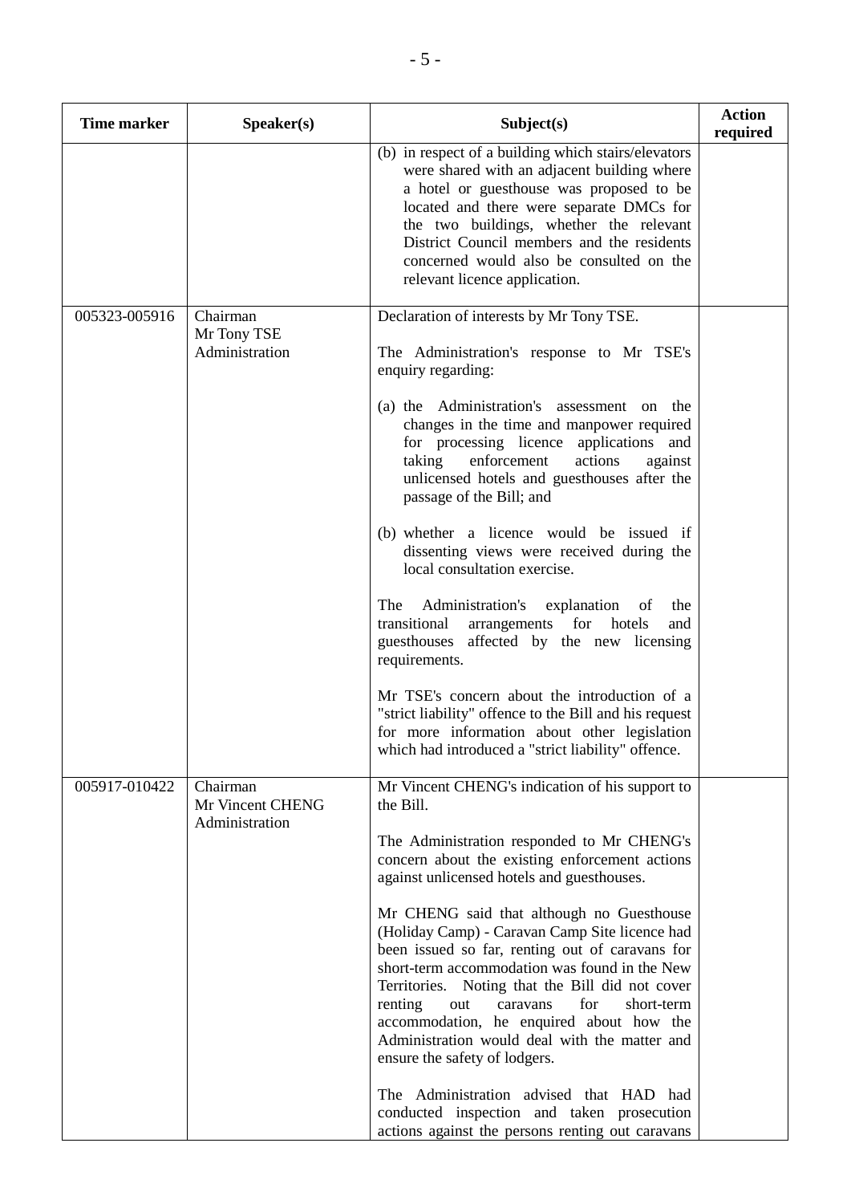| Time marker | Speaker(s) | Subject(s) | Action required |
|---|---|---|---|
| | | (b) in respect of a building which stairs/elevators were shared with an adjacent building where a hotel or guesthouse was proposed to be located and there were separate DMCs for the two buildings, whether the relevant District Council members and the residents concerned would also be consulted on the relevant licence application. | |
| 005323-005916 | Chairman<br>Mr Tony TSE<br>Administration | Declaration of interests by Mr Tony TSE.<br><br>The Administration's response to Mr TSE's enquiry regarding:<br><br>(a) the Administration's assessment on the changes in the time and manpower required for processing licence applications and taking enforcement actions against unlicensed hotels and guesthouses after the passage of the Bill; and<br><br>(b) whether a licence would be issued if dissenting views were received during the local consultation exercise.<br><br>The Administration's explanation of the transitional arrangements for hotels and guesthouses affected by the new licensing requirements.<br><br>Mr TSE's concern about the introduction of a "strict liability" offence to the Bill and his request for more information about other legislation which had introduced a "strict liability" offence. | |
| 005917-010422 | Chairman<br>Mr Vincent CHENG<br>Administration | Mr Vincent CHENG's indication of his support to the Bill.<br><br>The Administration responded to Mr CHENG's concern about the existing enforcement actions against unlicensed hotels and guesthouses.<br><br>Mr CHENG said that although no Guesthouse (Holiday Camp) - Caravan Camp Site licence had been issued so far, renting out of caravans for short-term accommodation was found in the New Territories. Noting that the Bill did not cover renting out caravans for short-term accommodation, he enquired about how the Administration would deal with the matter and ensure the safety of lodgers.<br><br>The Administration advised that HAD had conducted inspection and taken prosecution actions against the persons renting out caravans | |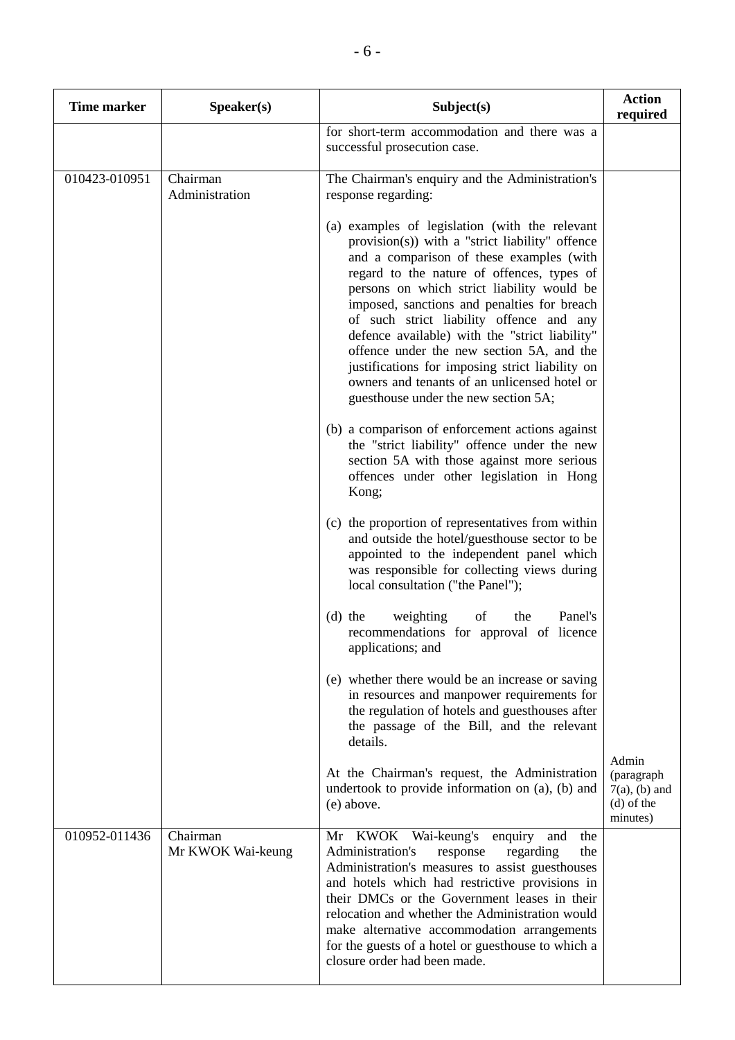| Time marker | Speaker(s) | Subject(s) | Action required |
|---|---|---|---|
| | | for short-term accommodation and there was a successful prosecution case. | |
| 010423-010951 | Chairman<br>Administration | The Chairman's enquiry and the Administration's response regarding:<br><br>(a) examples of legislation (with the relevant provision(s)) with a "strict liability" offence and a comparison of these examples (with regard to the nature of offences, types of persons on which strict liability would be imposed, sanctions and penalties for breach of such strict liability offence and any defence available) with the "strict liability" offence under the new section 5A, and the justifications for imposing strict liability on owners and tenants of an unlicensed hotel or guesthouse under the new section 5A;<br><br>(b) a comparison of enforcement actions against the "strict liability" offence under the new section 5A with those against more serious offences under other legislation in Hong Kong;<br><br>(c) the proportion of representatives from within and outside the hotel/guesthouse sector to be appointed to the independent panel which was responsible for collecting views during local consultation ("the Panel");<br><br>(d) the weighting of the Panel's recommendations for approval of licence applications; and<br><br>(e) whether there would be an increase or saving in resources and manpower requirements for the regulation of hotels and guesthouses after the passage of the Bill, and the relevant details.<br><br>At the Chairman's request, the Administration undertook to provide information on (a), (b) and (e) above. | Admin (paragraph 7(a), (b) and (d) of the minutes) |
| 010952-011436 | Chairman<br>Mr KWOK Wai-keung | Mr KWOK Wai-keung's enquiry and the Administration's response regarding the Administration's measures to assist guesthouses and hotels which had restrictive provisions in their DMCs or the Government leases in their relocation and whether the Administration would make alternative accommodation arrangements for the guests of a hotel or guesthouse to which a closure order had been made. | |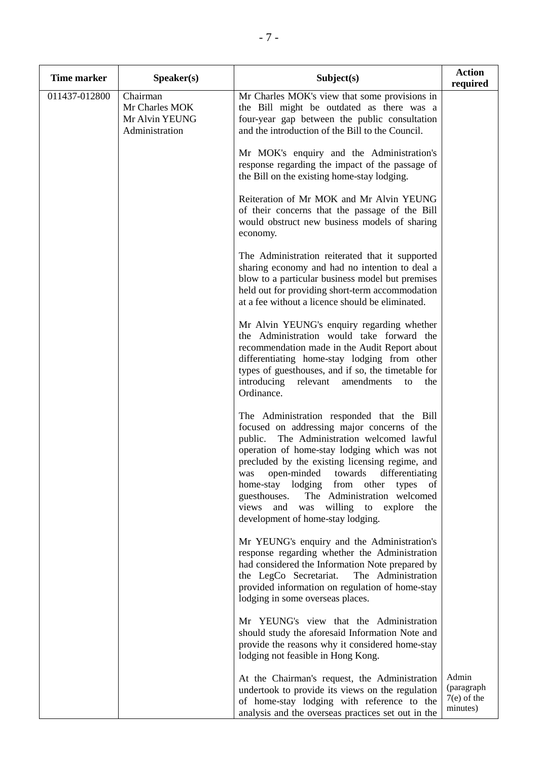| Time marker | Speaker(s) | Subject(s) | Action required |
|---|---|---|---|
| 011437-012800 | Chairman<br>Mr Charles MOK<br>Mr Alvin YEUNG<br>Administration | Mr Charles MOK's view that some provisions in the Bill might be outdated as there was a four-year gap between the public consultation and the introduction of the Bill to the Council.<br><br>Mr MOK's enquiry and the Administration's response regarding the impact of the passage of the Bill on the existing home-stay lodging.<br><br>Reiteration of Mr MOK and Mr Alvin YEUNG of their concerns that the passage of the Bill would obstruct new business models of sharing economy.<br><br>The Administration reiterated that it supported sharing economy and had no intention to deal a blow to a particular business model but premises held out for providing short-term accommodation at a fee without a licence should be eliminated.<br><br>Mr Alvin YEUNG's enquiry regarding whether the Administration would take forward the recommendation made in the Audit Report about differentiating home-stay lodging from other types of guesthouses, and if so, the timetable for introducing relevant amendments to the Ordinance.<br><br>The Administration responded that the Bill focused on addressing major concerns of the public. The Administration welcomed lawful operation of home-stay lodging which was not precluded by the existing licensing regime, and was open-minded towards differentiating home-stay lodging from other types of guesthouses. The Administration welcomed views and was willing to explore the development of home-stay lodging.<br><br>Mr YEUNG's enquiry and the Administration's response regarding whether the Administration had considered the Information Note prepared by the LegCo Secretariat. The Administration provided information on regulation of home-stay lodging in some overseas places.<br><br>Mr YEUNG's view that the Administration should study the aforesaid Information Note and provide the reasons why it considered home-stay lodging not feasible in Hong Kong.<br><br>At the Chairman's request, the Administration undertook to provide its views on the regulation of home-stay lodging with reference to the analysis and the overseas practices set out in the | Admin (paragraph 7(e) of the minutes) |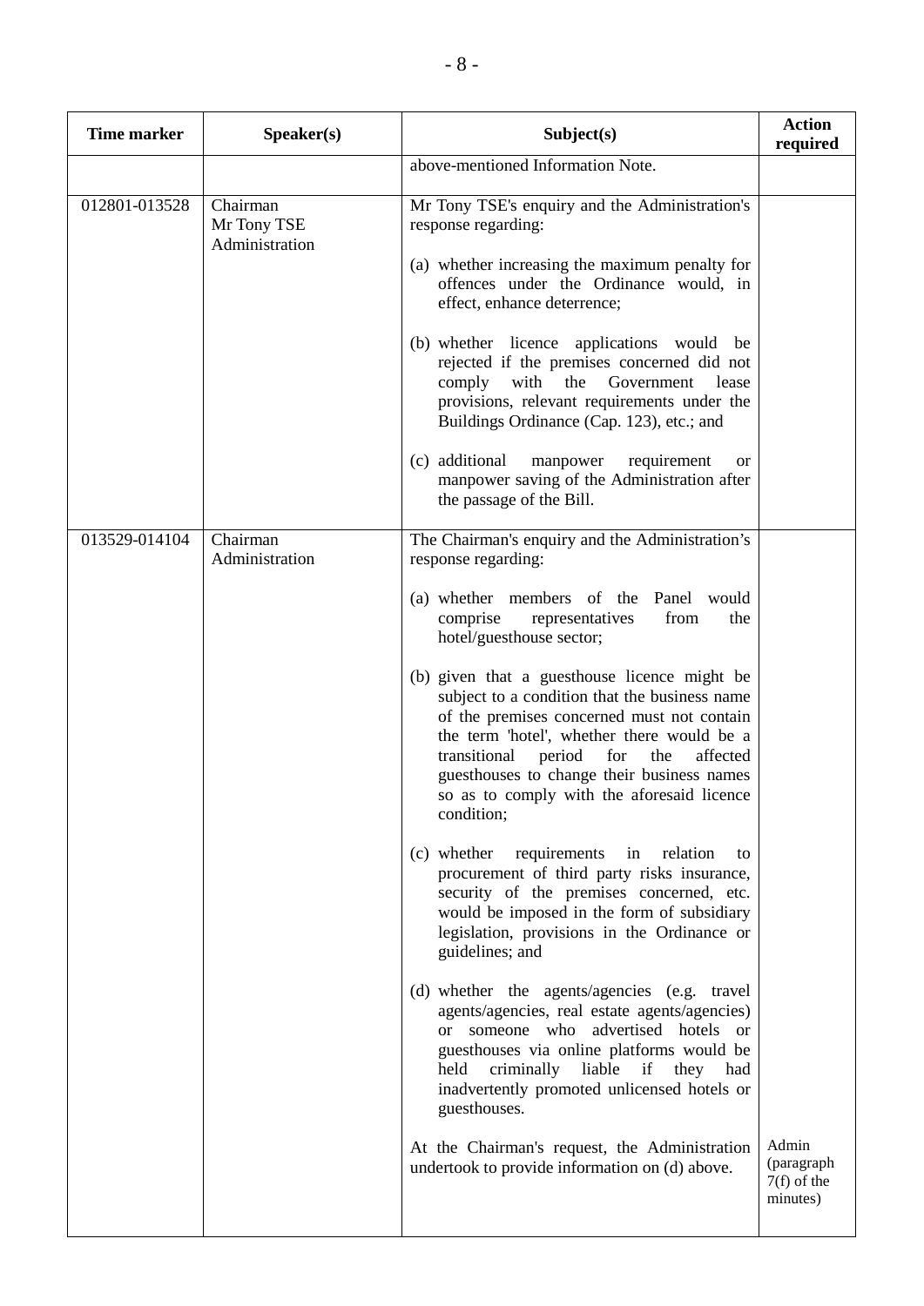| Time marker | Speaker(s) | Subject(s) | Action required |
|---|---|---|---|
| | | above-mentioned Information Note. | |
| 012801-013528 | Chairman<br>Mr Tony TSE<br>Administration | Mr Tony TSE's enquiry and the Administration's response regarding:<br><br>(a) whether increasing the maximum penalty for offences under the Ordinance would, in effect, enhance deterrence;<br><br>(b) whether licence applications would be rejected if the premises concerned did not comply with the Government lease provisions, relevant requirements under the Buildings Ordinance (Cap. 123), etc.; and<br><br>(c) additional manpower requirement or manpower saving of the Administration after the passage of the Bill. | |
| 013529-014104 | Chairman<br>Administration | The Chairman's enquiry and the Administration's response regarding:<br><br>(a) whether members of the Panel would comprise representatives from the hotel/guesthouse sector;<br><br>(b) given that a guesthouse licence might be subject to a condition that the business name of the premises concerned must not contain the term 'hotel', whether there would be a transitional period for the affected guesthouses to change their business names so as to comply with the aforesaid licence condition;<br><br>(c) whether requirements in relation to procurement of third party risks insurance, security of the premises concerned, etc. would be imposed in the form of subsidiary legislation, provisions in the Ordinance or guidelines; and<br><br>(d) whether the agents/agencies (e.g. travel agents/agencies, real estate agents/agencies) or someone who advertised hotels or guesthouses via online platforms would be held criminally liable if they had inadvertently promoted unlicensed hotels or guesthouses.<br><br>At the Chairman's request, the Administration undertook to provide information on (d) above. | Admin (paragraph 7(f) of the minutes) |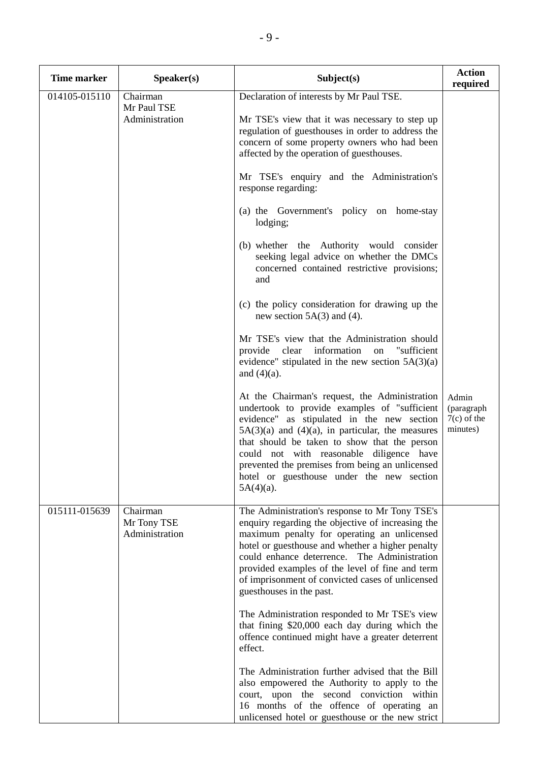| Time marker | Speaker(s) | Subject(s) | Action required |
|---|---|---|---|
| 014105-015110 | Chairman<br>Mr Paul TSE<br>Administration | Declaration of interests by Mr Paul TSE.<br><br>Mr TSE's view that it was necessary to step up regulation of guesthouses in order to address the concern of some property owners who had been affected by the operation of guesthouses.<br><br>Mr TSE's enquiry and the Administration's response regarding:<br><br>(a) the Government's policy on home-stay lodging;<br><br>(b) whether the Authority would consider seeking legal advice on whether the DMCs concerned contained restrictive provisions; and<br><br>(c) the policy consideration for drawing up the new section 5A(3) and (4).<br><br>Mr TSE's view that the Administration should provide clear information on "sufficient evidence" stipulated in the new section 5A(3)(a) and (4)(a).<br><br>At the Chairman's request, the Administration undertook to provide examples of "sufficient evidence" as stipulated in the new section 5A(3)(a) and (4)(a), in particular, the measures that should be taken to show that the person could not with reasonable diligence have prevented the premises from being an unlicensed hotel or guesthouse under the new section 5A(4)(a). | Admin (paragraph 7(c) of the minutes) |
| 015111-015639 | Chairman<br>Mr Tony TSE<br>Administration | The Administration's response to Mr Tony TSE's enquiry regarding the objective of increasing the maximum penalty for operating an unlicensed hotel or guesthouse and whether a higher penalty could enhance deterrence. The Administration provided examples of the level of fine and term of imprisonment of convicted cases of unlicensed guesthouses in the past.<br><br>The Administration responded to Mr TSE's view that fining $20,000 each day during which the offence continued might have a greater deterrent effect.<br><br>The Administration further advised that the Bill also empowered the Authority to apply to the court, upon the second conviction within 16 months of the offence of operating an unlicensed hotel or guesthouse or the new strict | |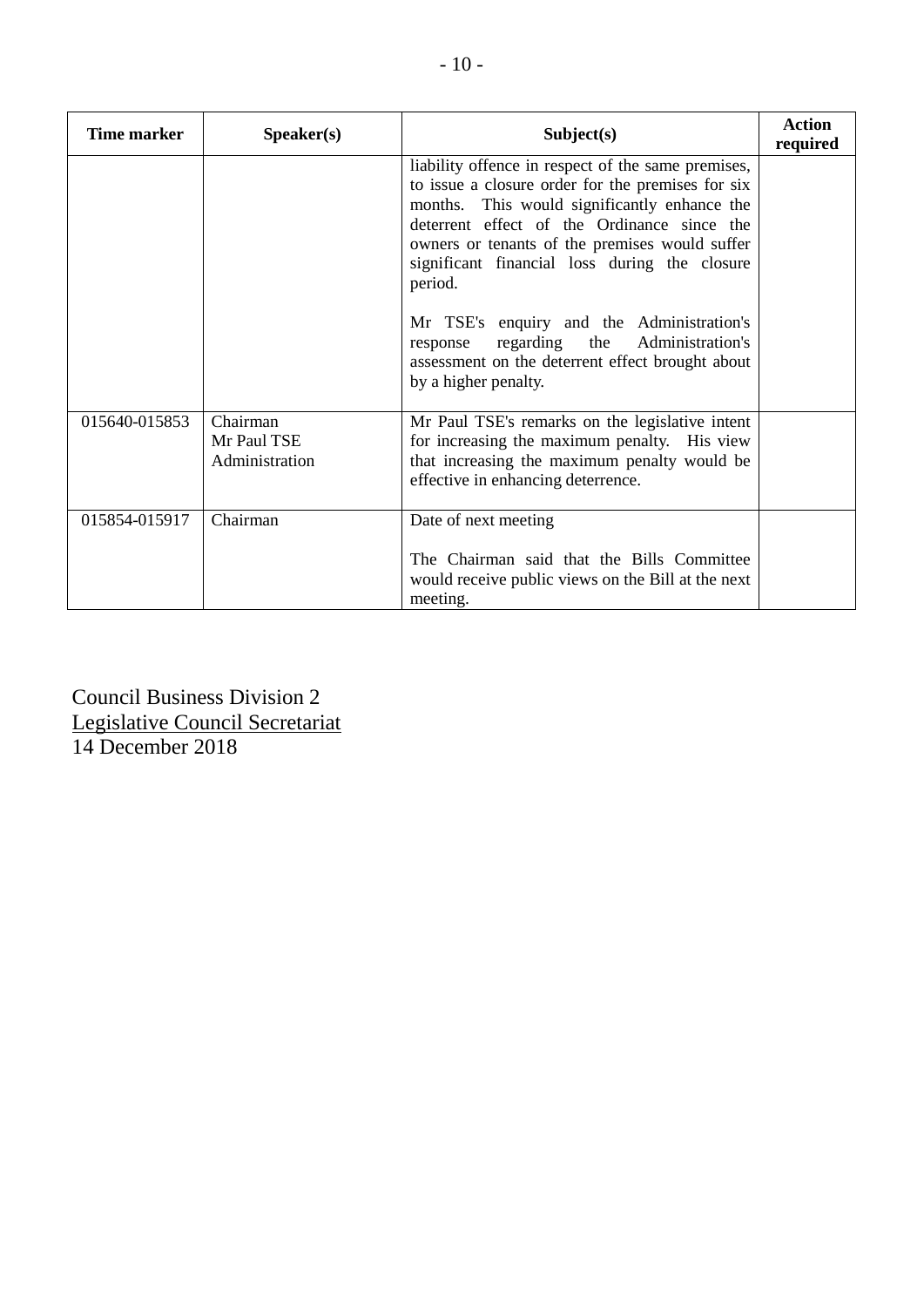| Time marker | Speaker(s) | Subject(s) | Action required |
|---|---|---|---|
| | | liability offence in respect of the same premises, to issue a closure order for the premises for six months. This would significantly enhance the deterrent effect of the Ordinance since the owners or tenants of the premises would suffer significant financial loss during the closure period.<br><br>Mr TSE's enquiry and the Administration's response regarding the Administration's assessment on the deterrent effect brought about by a higher penalty. | |
| 015640-015853 | Chairman<br>Mr Paul TSE<br>Administration | Mr Paul TSE's remarks on the legislative intent for increasing the maximum penalty. His view that increasing the maximum penalty would be effective in enhancing deterrence. | |
| 015854-015917 | Chairman | Date of next meeting<br><br>The Chairman said that the Bills Committee would receive public views on the Bill at the next meeting. | |

Council Business Division 2
Legislative Council Secretariat
14 December 2018